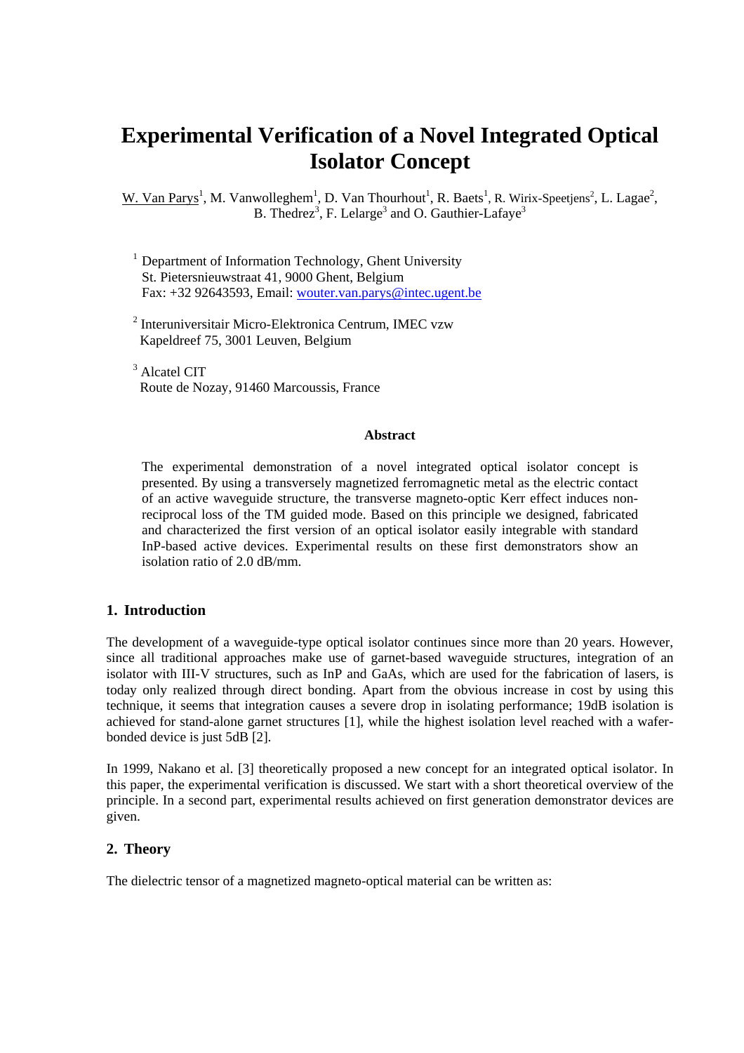# Experimental Verification of a Novel Integrated Optical Isolator Concept

W. Van Parys[1], M. Vanwolleghem[1], D. Van Thourhout[1], R. Baets[1], R. Wirix-Speetjens[2], L. Lagae[2], B. Thedrez[3], F. Lelarge[3] and O. Gauthier-Lafaye[3]

[1] Department of Information Technology, Ghent University
St. Pietersnieuwstraat 41, 9000 Ghent, Belgium
Fax: +32 92643593, Email: wouter.van.parys@intec.ugent.be

[2] Interuniversitair Micro-Elektronica Centrum, IMEC vzw
Kapeldreef 75, 3001 Leuven, Belgium

[3] Alcatel CIT
Route de Nozay, 91460 Marcoussis, France

### Abstract

The experimental demonstration of a novel integrated optical isolator concept is presented. By using a transversely magnetized ferromagnetic metal as the electric contact of an active waveguide structure, the transverse magneto-optic Kerr effect induces non-reciprocal loss of the TM guided mode. Based on this principle we designed, fabricated and characterized the first version of an optical isolator easily integrable with standard InP-based active devices. Experimental results on these first demonstrators show an isolation ratio of 2.0 dB/mm.

## 1. Introduction

The development of a waveguide-type optical isolator continues since more than 20 years. However, since all traditional approaches make use of garnet-based waveguide structures, integration of an isolator with III-V structures, such as InP and GaAs, which are used for the fabrication of lasers, is today only realized through direct bonding. Apart from the obvious increase in cost by using this technique, it seems that integration causes a severe drop in isolating performance; 19dB isolation is achieved for stand-alone garnet structures [1], while the highest isolation level reached with a wafer-bonded device is just 5dB [2].

In 1999, Nakano et al. [3] theoretically proposed a new concept for an integrated optical isolator. In this paper, the experimental verification is discussed. We start with a short theoretical overview of the principle. In a second part, experimental results achieved on first generation demonstrator devices are given.

## 2. Theory

The dielectric tensor of a magnetized magneto-optical material can be written as: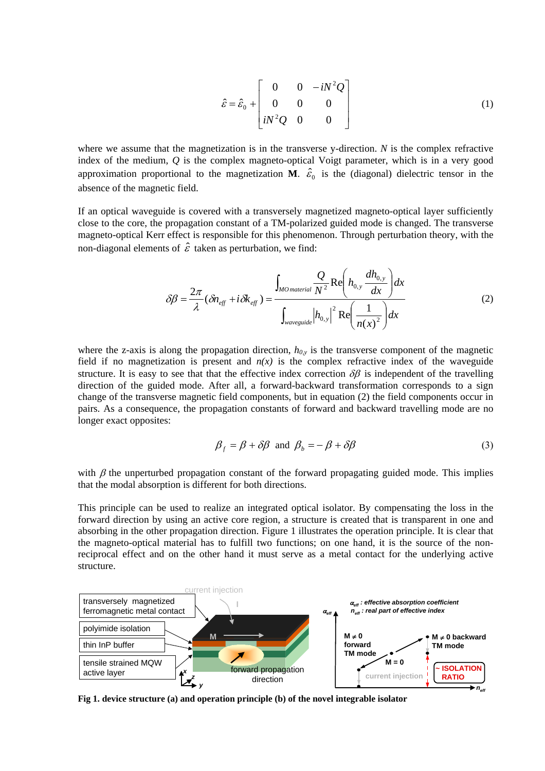$$\hat{\varepsilon} = \hat{\varepsilon}_0 + \begin{bmatrix} 0 & 0 & -iN^2Q \\ 0 & 0 & 0 \\ iN^2Q & 0 & 0 \end{bmatrix} \tag{1}$$

where we assume that the magnetization is in the transverse y-direction. $N$ is the complex refractive index of the medium, $Q$ is the complex magneto-optical Voigt parameter, which is in a very good approximation proportional to the magnetization **M**. $\hat{\varepsilon}_0$ is the (diagonal) dielectric tensor in the absence of the magnetic field.

If an optical waveguide is covered with a transversely magnetized magneto-optical layer sufficiently close to the core, the propagation constant of a TM-polarized guided mode is changed. The transverse magneto-optical Kerr effect is responsible for this phenomenon. Through perturbation theory, with the non-diagonal elements of $\hat{\varepsilon}$ taken as perturbation, we find:

$$\delta\beta = \frac{2\pi}{\lambda}(\delta n_{eff} + i\delta k_{eff}) = \frac{\int_{MO\,material} \frac{Q}{N^2} \mathrm{Re}\left(h_{0,y}\frac{dh_{0,y}}{dx}\right)dx}{\int_{waveguide} \left|h_{0,y}\right|^2 \mathrm{Re}\left(\frac{1}{n(x)^2}\right)dx} \tag{2}$$

where the z-axis is along the propagation direction, $h_{0,y}$ is the transverse component of the magnetic field if no magnetization is present and $n(x)$ is the complex refractive index of the waveguide structure. It is easy to see that that the effective index correction $\delta\beta$ is independent of the travelling direction of the guided mode. After all, a forward-backward transformation corresponds to a sign change of the transverse magnetic field components, but in equation (2) the field components occur in pairs. As a consequence, the propagation constants of forward and backward travelling mode are no longer exact opposites:

$$\beta_f = \beta + \delta\beta \quad \text{and} \quad \beta_b = -\beta + \delta\beta \tag{3}$$

with $\beta$ the unperturbed propagation constant of the forward propagating guided mode. This implies that the modal absorption is different for both directions.

This principle can be used to realize an integrated optical isolator. By compensating the loss in the forward direction by using an active core region, a structure is created that is transparent in one and absorbing in the other propagation direction. Figure 1 illustrates the operation principle. It is clear that the magneto-optical material has to fulfill two functions; on one hand, it is the source of the non-reciprocal effect and on the other hand it must serve as a metal contact for the underlying active structure.

**Fig 1. device structure (a) and operation principle (b) of the novel integrable isolator**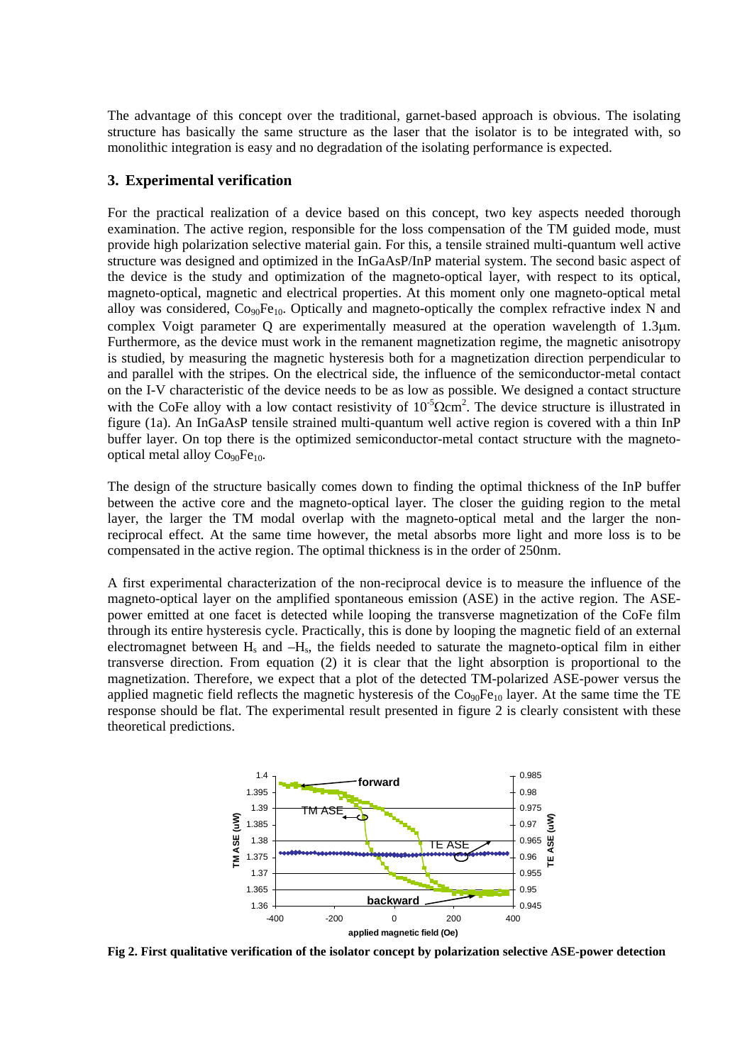The advantage of this concept over the traditional, garnet-based approach is obvious. The isolating structure has basically the same structure as the laser that the isolator is to be integrated with, so monolithic integration is easy and no degradation of the isolating performance is expected.

## 3. Experimental verification

For the practical realization of a device based on this concept, two key aspects needed thorough examination. The active region, responsible for the loss compensation of the TM guided mode, must provide high polarization selective material gain. For this, a tensile strained multi-quantum well active structure was designed and optimized in the InGaAsP/InP material system. The second basic aspect of the device is the study and optimization of the magneto-optical layer, with respect to its optical, magneto-optical, magnetic and electrical properties. At this moment only one magneto-optical metal alloy was considered, $Co_{90}Fe_{10}$. Optically and magneto-optically the complex refractive index N and complex Voigt parameter Q are experimentally measured at the operation wavelength of 1.3μm. Furthermore, as the device must work in the remanent magnetization regime, the magnetic anisotropy is studied, by measuring the magnetic hysteresis both for a magnetization direction perpendicular to and parallel with the stripes. On the electrical side, the influence of the semiconductor-metal contact on the I-V characteristic of the device needs to be as low as possible. We designed a contact structure with the CoFe alloy with a low contact resistivity of $10^{-5}\Omega cm^2$. The device structure is illustrated in figure (1a). An InGaAsP tensile strained multi-quantum well active region is covered with a thin InP buffer layer. On top there is the optimized semiconductor-metal contact structure with the magneto-optical metal alloy $Co_{90}Fe_{10}$.

The design of the structure basically comes down to finding the optimal thickness of the InP buffer between the active core and the magneto-optical layer. The closer the guiding region to the metal layer, the larger the TM modal overlap with the magneto-optical metal and the larger the non-reciprocal effect. At the same time however, the metal absorbs more light and more loss is to be compensated in the active region. The optimal thickness is in the order of 250nm.

A first experimental characterization of the non-reciprocal device is to measure the influence of the magneto-optical layer on the amplified spontaneous emission (ASE) in the active region. The ASE-power emitted at one facet is detected while looping the transverse magnetization of the CoFe film through its entire hysteresis cycle. Practically, this is done by looping the magnetic field of an external electromagnet between $H_s$ and $-H_s$, the fields needed to saturate the magneto-optical film in either transverse direction. From equation (2) it is clear that the light absorption is proportional to the magnetization. Therefore, we expect that a plot of the detected TM-polarized ASE-power versus the applied magnetic field reflects the magnetic hysteresis of the $Co_{90}Fe_{10}$ layer. At the same time the TE response should be flat. The experimental result presented in figure 2 is clearly consistent with these theoretical predictions.

**Fig 2. First qualitative verification of the isolator concept by polarization selective ASE-power detection**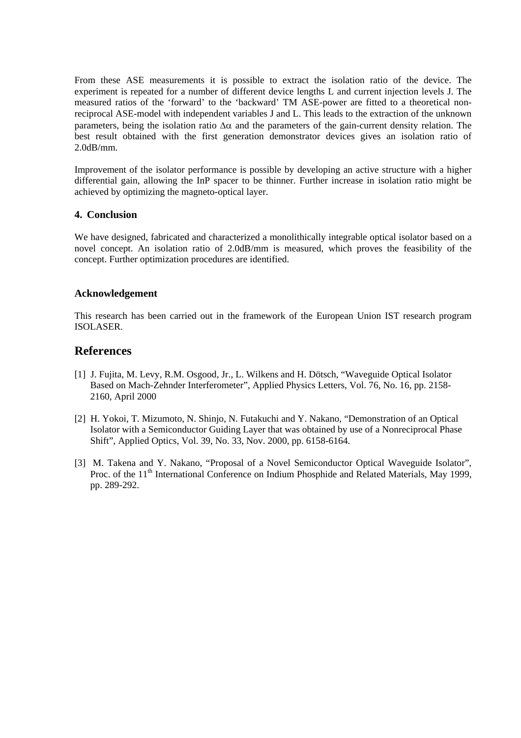From these ASE measurements it is possible to extract the isolation ratio of the device. The experiment is repeated for a number of different device lengths L and current injection levels J. The measured ratios of the 'forward' to the 'backward' TM ASE-power are fitted to a theoretical non-reciprocal ASE-model with independent variables J and L. This leads to the extraction of the unknown parameters, being the isolation ratio $\Delta\alpha$ and the parameters of the gain-current density relation. The best result obtained with the first generation demonstrator devices gives an isolation ratio of 2.0dB/mm.

Improvement of the isolator performance is possible by developing an active structure with a higher differential gain, allowing the InP spacer to be thinner. Further increase in isolation ratio might be achieved by optimizing the magneto-optical layer.

### 4. Conclusion

We have designed, fabricated and characterized a monolithically integrable optical isolator based on a novel concept. An isolation ratio of 2.0dB/mm is measured, which proves the feasibility of the concept. Further optimization procedures are identified.

### Acknowledgement

This research has been carried out in the framework of the European Union IST research program ISOLASER.

## References

[1] J. Fujita, M. Levy, R.M. Osgood, Jr., L. Wilkens and H. Dötsch, "Waveguide Optical Isolator Based on Mach-Zehnder Interferometer", Applied Physics Letters, Vol. 76, No. 16, pp. 2158-2160, April 2000

[2] H. Yokoi, T. Mizumoto, N. Shinjo, N. Futakuchi and Y. Nakano, "Demonstration of an Optical Isolator with a Semiconductor Guiding Layer that was obtained by use of a Nonreciprocal Phase Shift", Applied Optics, Vol. 39, No. 33, Nov. 2000, pp. 6158-6164.

[3] M. Takena and Y. Nakano, "Proposal of a Novel Semiconductor Optical Waveguide Isolator", Proc. of the 11th International Conference on Indium Phosphide and Related Materials, May 1999, pp. 289-292.